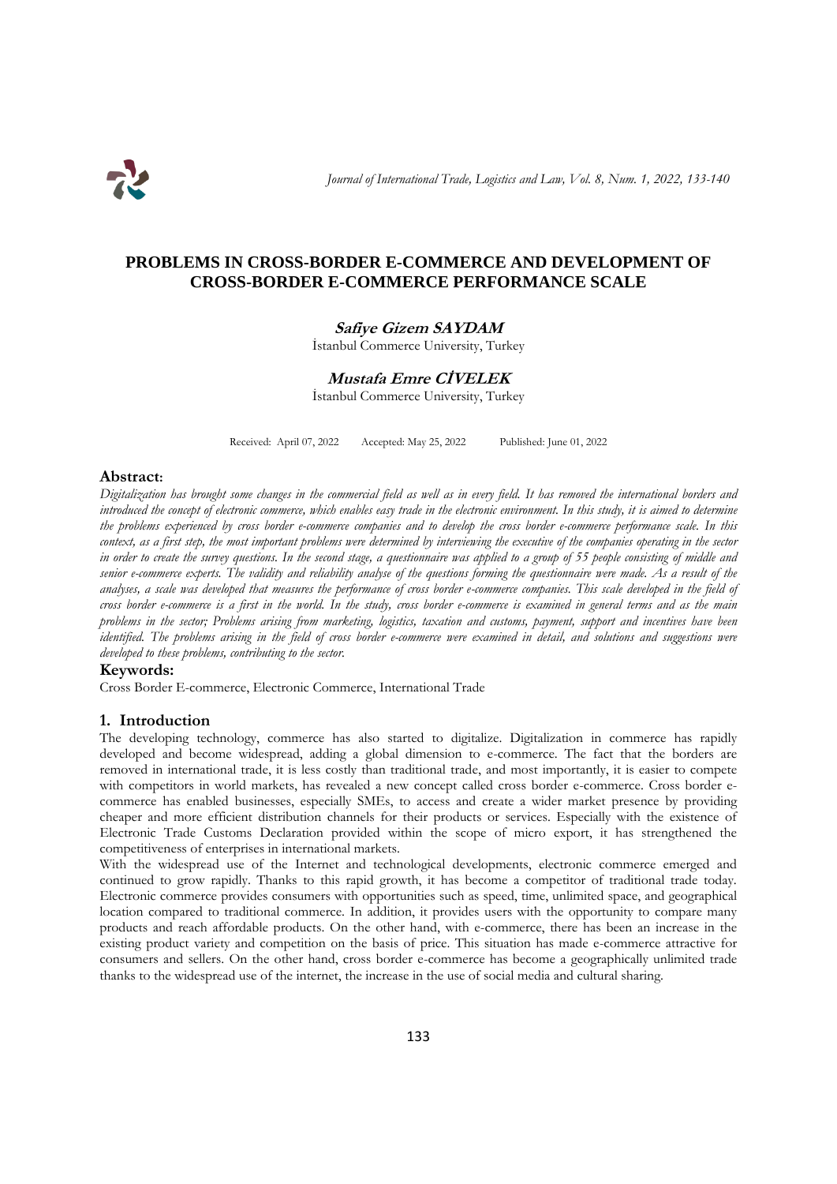# PROBLEMS IN CROSS-BORDER E-COMMERCE AND DEVELOPMENT OF CROSS-BORDER E-COMMERCE PERFORMANCE SCALE

**Safiye Gizem SAYDAM**

İstanbul Commerce University, Turkey

**Mustafa Emre CİVELEK**

İstanbul Commerce University, Turkey

Received: April 07, 2022 Accepted: May 25, 2022 Published: June 01, 2022

## Abstract:

*Digitalization has brought some changes in the commercial field as well as in every field. It has removed the international borders and introduced the concept of electronic commerce, which enables easy trade in the electronic environment. In this study, it is aimed to determine the problems experienced by cross border e-commerce companies and to develop the cross border e-commerce performance scale. In this context, as a first step, the most important problems were determined by interviewing the executive of the companies operating in the sector in order to create the survey questions. In the second stage, a questionnaire was applied to a group of 55 people consisting of middle and senior e-commerce experts. The validity and reliability analyse of the questions forming the questionnaire were made. As a result of the analyses, a scale was developed that measures the performance of cross border e-commerce companies. This scale developed in the field of cross border e-commerce is a first in the world. In the study, cross border e-commerce is examined in general terms and as the main problems in the sector; Problems arising from marketing, logistics, taxation and customs, payment, support and incentives have been identified. The problems arising in the field of cross border e-commerce were examined in detail, and solutions and suggestions were developed to these problems, contributing to the sector.*

## Keywords:

Cross Border E-commerce, Electronic Commerce, International Trade

## 1. Introduction

The developing technology, commerce has also started to digitalize. Digitalization in commerce has rapidly developed and become widespread, adding a global dimension to e-commerce. The fact that the borders are removed in international trade, it is less costly than traditional trade, and most importantly, it is easier to compete with competitors in world markets, has revealed a new concept called cross border e-commerce. Cross border e-commerce has enabled businesses, especially SMEs, to access and create a wider market presence by providing cheaper and more efficient distribution channels for their products or services. Especially with the existence of Electronic Trade Customs Declaration provided within the scope of micro export, it has strengthened the competitiveness of enterprises in international markets.

With the widespread use of the Internet and technological developments, electronic commerce emerged and continued to grow rapidly. Thanks to this rapid growth, it has become a competitor of traditional trade today. Electronic commerce provides consumers with opportunities such as speed, time, unlimited space, and geographical location compared to traditional commerce. In addition, it provides users with the opportunity to compare many products and reach affordable products. On the other hand, with e-commerce, there has been an increase in the existing product variety and competition on the basis of price. This situation has made e-commerce attractive for consumers and sellers. On the other hand, cross border e-commerce has become a geographically unlimited trade thanks to the widespread use of the internet, the increase in the use of social media and cultural sharing.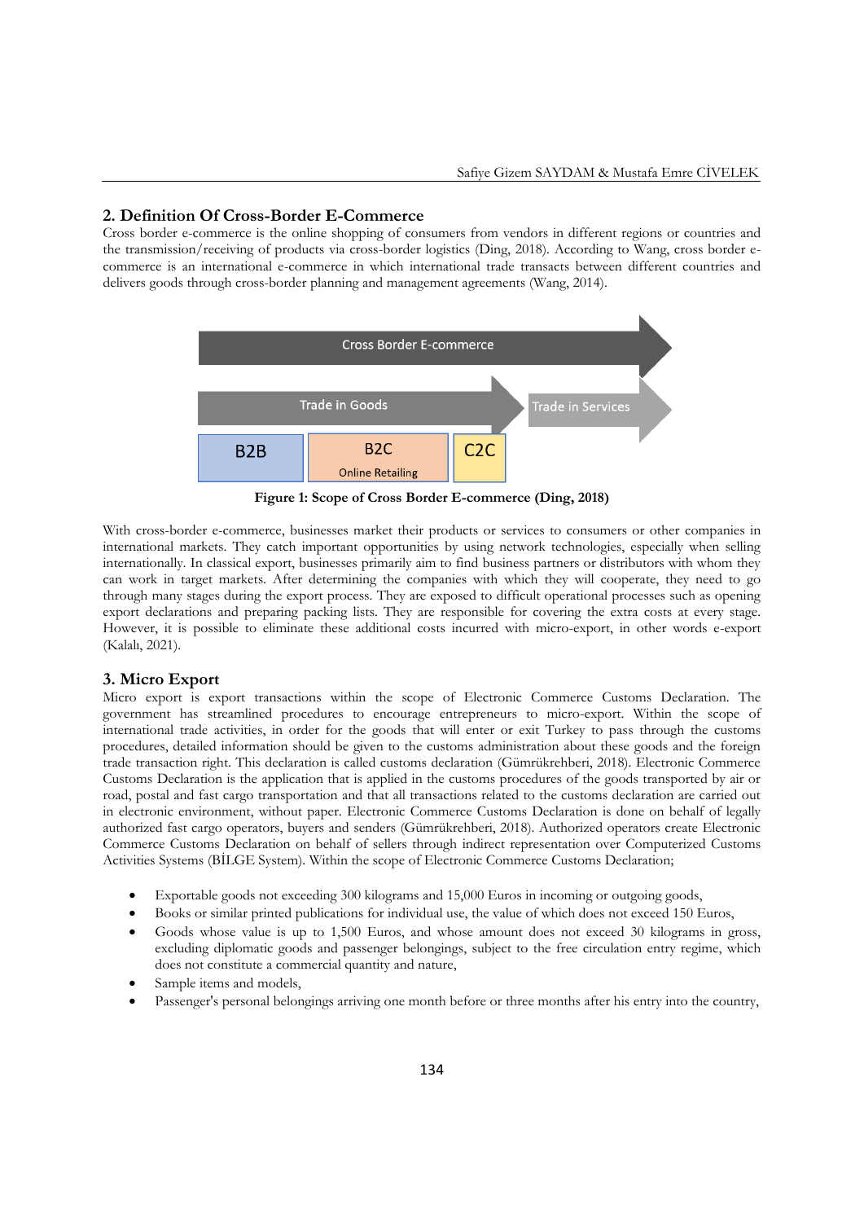## 2. Definition Of Cross-Border E-Commerce

Cross border e-commerce is the online shopping of consumers from vendors in different regions or countries and the transmission/receiving of products via cross-border logistics (Ding, 2018). According to Wang, cross border e-commerce is an international e-commerce in which international trade transacts between different countries and delivers goods through cross-border planning and management agreements (Wang, 2014).

Cross Border E-commerce

Trade in Goods | Trade in Services

B2B | B2C Online Retailing | C2C

**Figure 1: Scope of Cross Border E-commerce (Ding, 2018)**

With cross-border e-commerce, businesses market their products or services to consumers or other companies in international markets. They catch important opportunities by using network technologies, especially when selling internationally. In classical export, businesses primarily aim to find business partners or distributors with whom they can work in target markets. After determining the companies with which they will cooperate, they need to go through many stages during the export process. They are exposed to difficult operational processes such as opening export declarations and preparing packing lists. They are responsible for covering the extra costs at every stage. However, it is possible to eliminate these additional costs incurred with micro-export, in other words e-export (Kalalı, 2021).

## 3. Micro Export

Micro export is export transactions within the scope of Electronic Commerce Customs Declaration. The government has streamlined procedures to encourage entrepreneurs to micro-export. Within the scope of international trade activities, in order for the goods that will enter or exit Turkey to pass through the customs procedures, detailed information should be given to the customs administration about these goods and the foreign trade transaction right. This declaration is called customs declaration (Gümrükrehberi, 2018). Electronic Commerce Customs Declaration is the application that is applied in the customs procedures of the goods transported by air or road, postal and fast cargo transportation and that all transactions related to the customs declaration are carried out in electronic environment, without paper. Electronic Commerce Customs Declaration is done on behalf of legally authorized fast cargo operators, buyers and senders (Gümrükrehberi, 2018). Authorized operators create Electronic Commerce Customs Declaration on behalf of sellers through indirect representation over Computerized Customs Activities Systems (BİLGE System). Within the scope of Electronic Commerce Customs Declaration;

- Exportable goods not exceeding 300 kilograms and 15,000 Euros in incoming or outgoing goods,
- Books or similar printed publications for individual use, the value of which does not exceed 150 Euros,
- Goods whose value is up to 1,500 Euros, and whose amount does not exceed 30 kilograms in gross, excluding diplomatic goods and passenger belongings, subject to the free circulation entry regime, which does not constitute a commercial quantity and nature,
- Sample items and models,
- Passenger's personal belongings arriving one month before or three months after his entry into the country,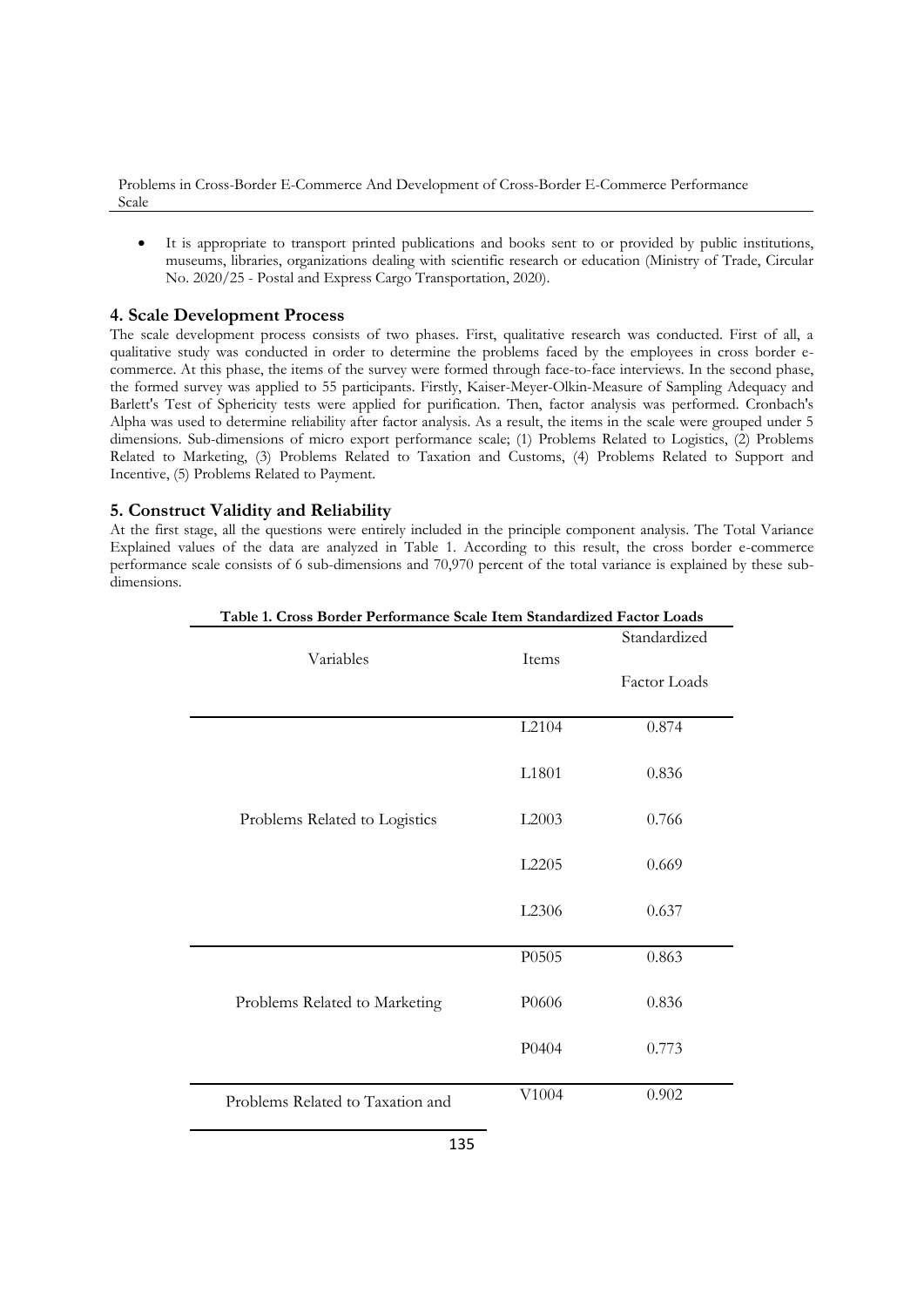- It is appropriate to transport printed publications and books sent to or provided by public institutions, museums, libraries, organizations dealing with scientific research or education (Ministry of Trade, Circular No. 2020/25 - Postal and Express Cargo Transportation, 2020).

## 4. Scale Development Process

The scale development process consists of two phases. First, qualitative research was conducted. First of all, a qualitative study was conducted in order to determine the problems faced by the employees in cross border e-commerce. At this phase, the items of the survey were formed through face-to-face interviews. In the second phase, the formed survey was applied to 55 participants. Firstly, Kaiser-Meyer-Olkin-Measure of Sampling Adequacy and Barlett's Test of Sphericity tests were applied for purification. Then, factor analysis was performed. Cronbach's Alpha was used to determine reliability after factor analysis. As a result, the items in the scale were grouped under 5 dimensions. Sub-dimensions of micro export performance scale; (1) Problems Related to Logistics, (2) Problems Related to Marketing, (3) Problems Related to Taxation and Customs, (4) Problems Related to Support and Incentive, (5) Problems Related to Payment.

## 5. Construct Validity and Reliability

At the first stage, all the questions were entirely included in the principle component analysis. The Total Variance Explained values of the data are analyzed in Table 1. According to this result, the cross border e-commerce performance scale consists of 6 sub-dimensions and 70,970 percent of the total variance is explained by these sub-dimensions.

**Table 1. Cross Border Performance Scale Item Standardized Factor Loads**

| Variables | Items | Standardized Factor Loads |
|---|---|---|
| Problems Related to Logistics | L2104 | 0.874 |
| | L1801 | 0.836 |
| | L2003 | 0.766 |
| | L2205 | 0.669 |
| | L2306 | 0.637 |
| Problems Related to Marketing | P0505 | 0.863 |
| | P0606 | 0.836 |
| | P0404 | 0.773 |
| Problems Related to Taxation and | V1004 | 0.902 |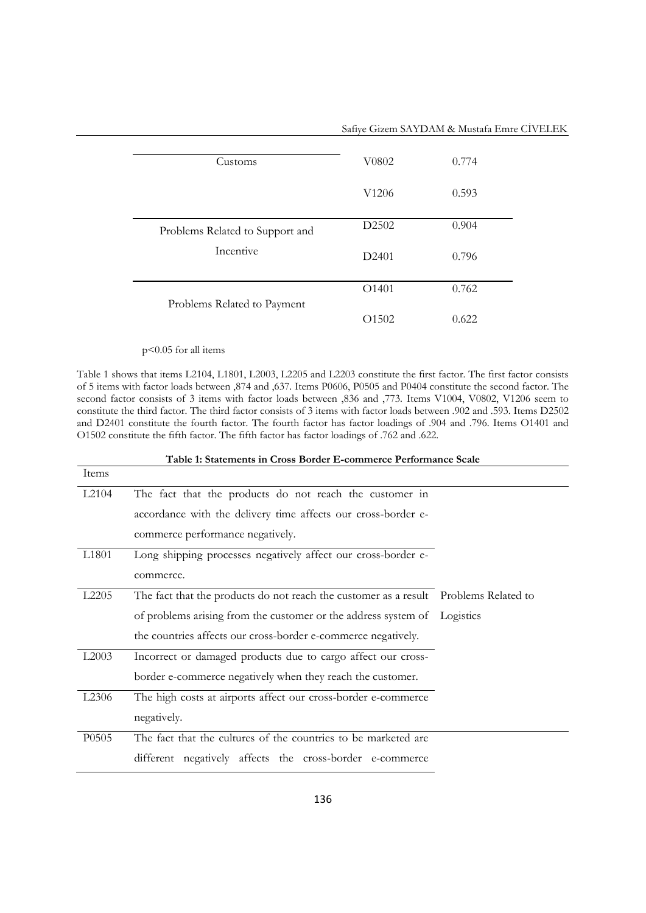| | | |
|---|---|---|
| Customs | V0802 | 0.774 |
| | V1206 | 0.593 |
| Problems Related to Support and Incentive | D2502 | 0.904 |
| | D2401 | 0.796 |
| Problems Related to Payment | O1401 | 0.762 |
| | O1502 | 0.622 |

$p<0.05$ for all items

Table 1 shows that items L2104, L1801, L2003, L2205 and L2203 constitute the first factor. The first factor consists of 5 items with factor loads between ,874 and ,637. Items P0606, P0505 and P0404 constitute the second factor. The second factor consists of 3 items with factor loads between ,836 and ,773. Items V1004, V0802, V1206 seem to constitute the third factor. The third factor consists of 3 items with factor loads between .902 and .593. Items D2502 and D2401 constitute the fourth factor. The fourth factor has factor loadings of .904 and .796. Items O1401 and O1502 constitute the fifth factor. The fifth factor has factor loadings of .762 and .622.

**Table 1: Statements in Cross Border E-commerce Performance Scale**

| Items | | |
|---|---|---|
| L2104 | The fact that the products do not reach the customer in accordance with the delivery time affects our cross-border e-commerce performance negatively. | Problems Related to Logistics |
| L1801 | Long shipping processes negatively affect our cross-border e-commerce. | |
| L2205 | The fact that the products do not reach the customer as a result of problems arising from the customer or the address system of the countries affects our cross-border e-commerce negatively. | |
| L2003 | Incorrect or damaged products due to cargo affect our cross-border e-commerce negatively when they reach the customer. | |
| L2306 | The high costs at airports affect our cross-border e-commerce negatively. | |
| P0505 | The fact that the cultures of the countries to be marketed are different negatively affects the cross-border e-commerce | |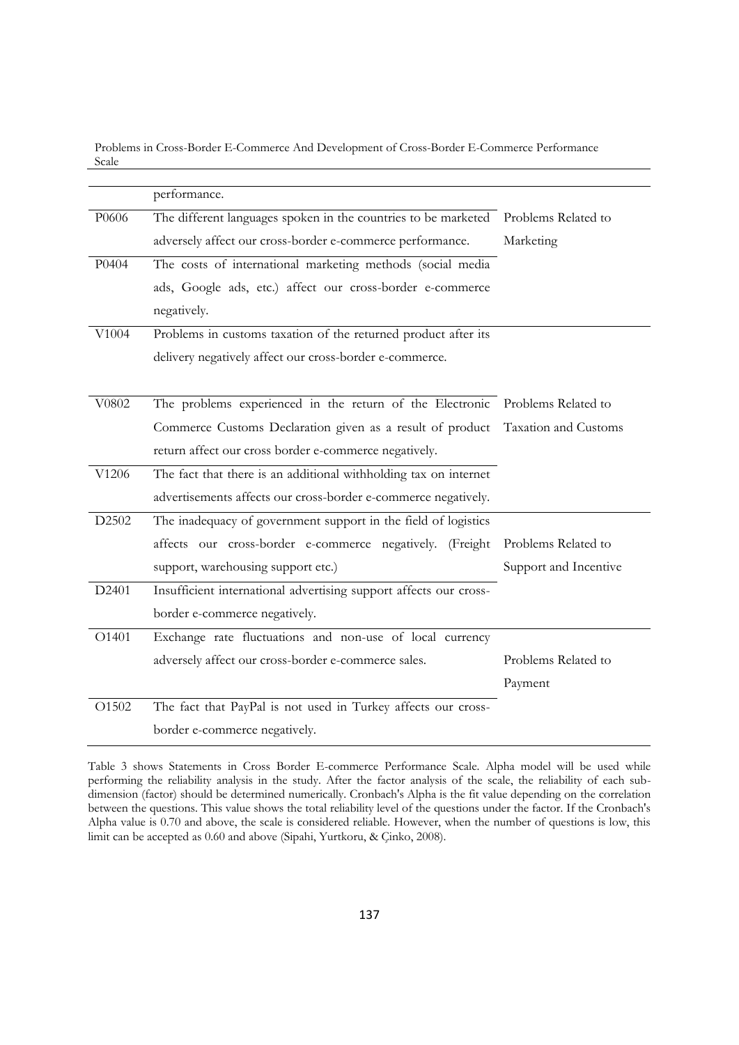| | | |
|---|---|---|
| | performance. | |
| P0606 | The different languages spoken in the countries to be marketed adversely affect our cross-border e-commerce performance. | Problems Related to Marketing |
| P0404 | The costs of international marketing methods (social media ads, Google ads, etc.) affect our cross-border e-commerce negatively. | |
| V1004 | Problems in customs taxation of the returned product after its delivery negatively affect our cross-border e-commerce. | |
| V0802 | The problems experienced in the return of the Electronic Commerce Customs Declaration given as a result of product return affect our cross border e-commerce negatively. | Problems Related to Taxation and Customs |
| V1206 | The fact that there is an additional withholding tax on internet advertisements affects our cross-border e-commerce negatively. | |
| D2502 | The inadequacy of government support in the field of logistics affects our cross-border e-commerce negatively. (Freight support, warehousing support etc.) | Problems Related to Support and Incentive |
| D2401 | Insufficient international advertising support affects our cross-border e-commerce negatively. | |
| O1401 | Exchange rate fluctuations and non-use of local currency adversely affect our cross-border e-commerce sales. | Problems Related to Payment |
| O1502 | The fact that PayPal is not used in Turkey affects our cross-border e-commerce negatively. | |

Table 3 shows Statements in Cross Border E-commerce Performance Scale. Alpha model will be used while performing the reliability analysis in the study. After the factor analysis of the scale, the reliability of each sub-dimension (factor) should be determined numerically. Cronbach's Alpha is the fit value depending on the correlation between the questions. This value shows the total reliability level of the questions under the factor. If the Cronbach's Alpha value is 0.70 and above, the scale is considered reliable. However, when the number of questions is low, this limit can be accepted as 0.60 and above (Sipahi, Yurtkoru, & Çinko, 2008).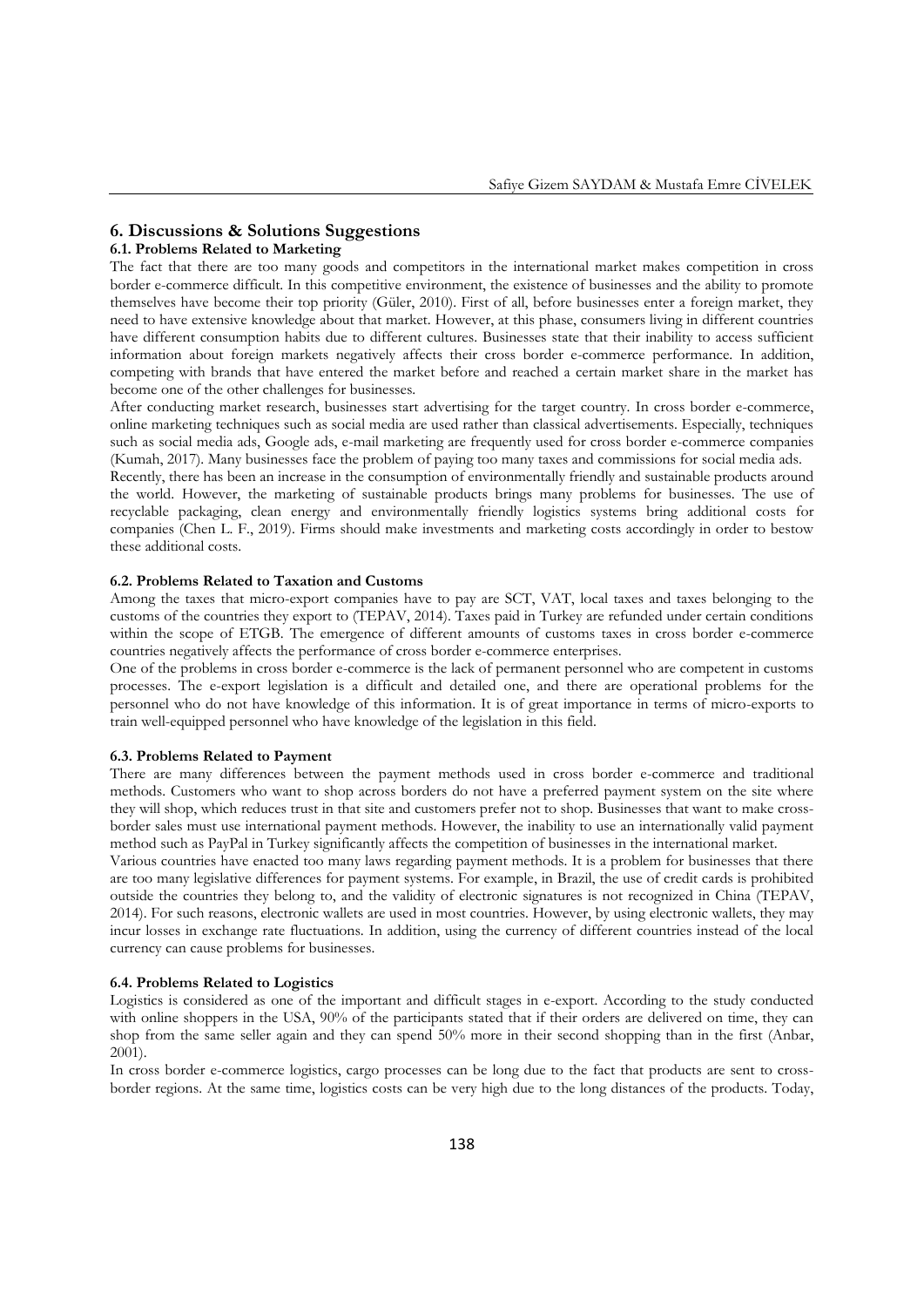## 6. Discussions & Solutions Suggestions

### 6.1. Problems Related to Marketing

The fact that there are too many goods and competitors in the international market makes competition in cross border e-commerce difficult. In this competitive environment, the existence of businesses and the ability to promote themselves have become their top priority (Güler, 2010). First of all, before businesses enter a foreign market, they need to have extensive knowledge about that market. However, at this phase, consumers living in different countries have different consumption habits due to different cultures. Businesses state that their inability to access sufficient information about foreign markets negatively affects their cross border e-commerce performance. In addition, competing with brands that have entered the market before and reached a certain market share in the market has become one of the other challenges for businesses.

After conducting market research, businesses start advertising for the target country. In cross border e-commerce, online marketing techniques such as social media are used rather than classical advertisements. Especially, techniques such as social media ads, Google ads, e-mail marketing are frequently used for cross border e-commerce companies (Kumah, 2017). Many businesses face the problem of paying too many taxes and commissions for social media ads.

Recently, there has been an increase in the consumption of environmentally friendly and sustainable products around the world. However, the marketing of sustainable products brings many problems for businesses. The use of recyclable packaging, clean energy and environmentally friendly logistics systems bring additional costs for companies (Chen L. F., 2019). Firms should make investments and marketing costs accordingly in order to bestow these additional costs.

### 6.2. Problems Related to Taxation and Customs

Among the taxes that micro-export companies have to pay are SCT, VAT, local taxes and taxes belonging to the customs of the countries they export to (TEPAV, 2014). Taxes paid in Turkey are refunded under certain conditions within the scope of ETGB. The emergence of different amounts of customs taxes in cross border e-commerce countries negatively affects the performance of cross border e-commerce enterprises.

One of the problems in cross border e-commerce is the lack of permanent personnel who are competent in customs processes. The e-export legislation is a difficult and detailed one, and there are operational problems for the personnel who do not have knowledge of this information. It is of great importance in terms of micro-exports to train well-equipped personnel who have knowledge of the legislation in this field.

### 6.3. Problems Related to Payment

There are many differences between the payment methods used in cross border e-commerce and traditional methods. Customers who want to shop across borders do not have a preferred payment system on the site where they will shop, which reduces trust in that site and customers prefer not to shop. Businesses that want to make cross-border sales must use international payment methods. However, the inability to use an internationally valid payment method such as PayPal in Turkey significantly affects the competition of businesses in the international market.

Various countries have enacted too many laws regarding payment methods. It is a problem for businesses that there are too many legislative differences for payment systems. For example, in Brazil, the use of credit cards is prohibited outside the countries they belong to, and the validity of electronic signatures is not recognized in China (TEPAV, 2014). For such reasons, electronic wallets are used in most countries. However, by using electronic wallets, they may incur losses in exchange rate fluctuations. In addition, using the currency of different countries instead of the local currency can cause problems for businesses.

### 6.4. Problems Related to Logistics

Logistics is considered as one of the important and difficult stages in e-export. According to the study conducted with online shoppers in the USA, 90% of the participants stated that if their orders are delivered on time, they can shop from the same seller again and they can spend 50% more in their second shopping than in the first (Anbar, 2001).

In cross border e-commerce logistics, cargo processes can be long due to the fact that products are sent to cross-border regions. At the same time, logistics costs can be very high due to the long distances of the products. Today,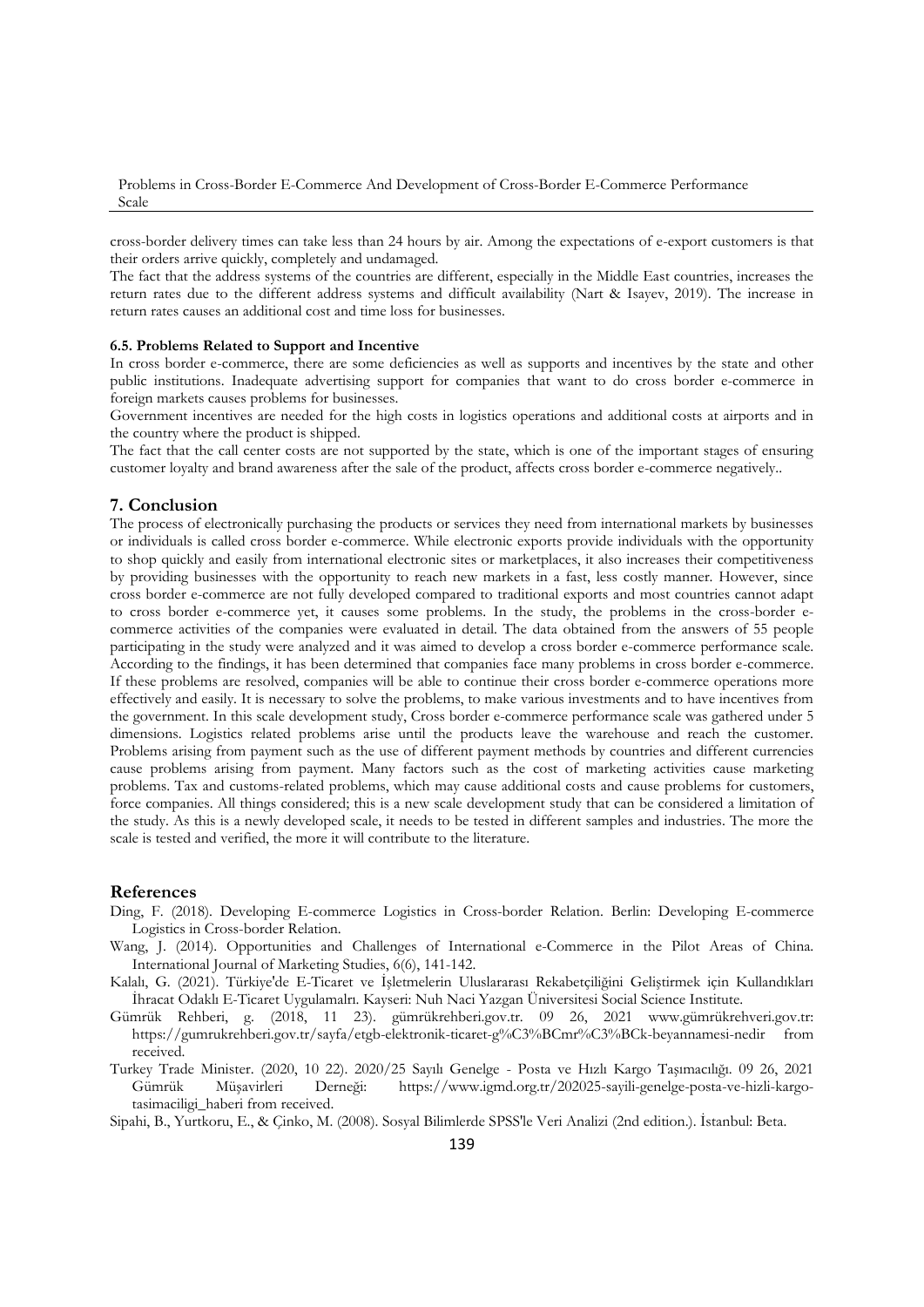cross-border delivery times can take less than 24 hours by air. Among the expectations of e-export customers is that their orders arrive quickly, completely and undamaged.

The fact that the address systems of the countries are different, especially in the Middle East countries, increases the return rates due to the different address systems and difficult availability (Nart & Isayev, 2019). The increase in return rates causes an additional cost and time loss for businesses.

#### 6.5. Problems Related to Support and Incentive

In cross border e-commerce, there are some deficiencies as well as supports and incentives by the state and other public institutions. Inadequate advertising support for companies that want to do cross border e-commerce in foreign markets causes problems for businesses.

Government incentives are needed for the high costs in logistics operations and additional costs at airports and in the country where the product is shipped.

The fact that the call center costs are not supported by the state, which is one of the important stages of ensuring customer loyalty and brand awareness after the sale of the product, affects cross border e-commerce negatively..

## 7. Conclusion

The process of electronically purchasing the products or services they need from international markets by businesses or individuals is called cross border e-commerce. While electronic exports provide individuals with the opportunity to shop quickly and easily from international electronic sites or marketplaces, it also increases their competitiveness by providing businesses with the opportunity to reach new markets in a fast, less costly manner. However, since cross border e-commerce are not fully developed compared to traditional exports and most countries cannot adapt to cross border e-commerce yet, it causes some problems. In the study, the problems in the cross-border e-commerce activities of the companies were evaluated in detail. The data obtained from the answers of 55 people participating in the study were analyzed and it was aimed to develop a cross border e-commerce performance scale. According to the findings, it has been determined that companies face many problems in cross border e-commerce. If these problems are resolved, companies will be able to continue their cross border e-commerce operations more effectively and easily. It is necessary to solve the problems, to make various investments and to have incentives from the government. In this scale development study, Cross border e-commerce performance scale was gathered under 5 dimensions. Logistics related problems arise until the products leave the warehouse and reach the customer. Problems arising from payment such as the use of different payment methods by countries and different currencies cause problems arising from payment. Many factors such as the cost of marketing activities cause marketing problems. Tax and customs-related problems, which may cause additional costs and cause problems for customers, force companies. All things considered; this is a new scale development study that can be considered a limitation of the study. As this is a newly developed scale, it needs to be tested in different samples and industries. The more the scale is tested and verified, the more it will contribute to the literature.

## References

Ding, F. (2018). Developing E-commerce Logistics in Cross-border Relation. Berlin: Developing E-commerce Logistics in Cross-border Relation.

Wang, J. (2014). Opportunities and Challenges of International e-Commerce in the Pilot Areas of China. International Journal of Marketing Studies, 6(6), 141-142.

Kalalı, G. (2021). Türkiye'de E-Ticaret ve İşletmelerin Uluslararası Rekabetçiliğini Geliştirmek için Kullandıkları İhracat Odaklı E-Ticaret Uygulamalrı. Kayseri: Nuh Naci Yazgan Üniversitesi Social Science Institute.

Gümrük Rehberi, g. (2018, 11 23). gümrükrehberi.gov.tr. 09 26, 2021 www.gümrükrehveri.gov.tr: https://gumrukrehberi.gov.tr/sayfa/etgb-elektronik-ticaret-g%C3%BCmr%C3%BCk-beyannamesi-nedir from received.

Turkey Trade Minister. (2020, 10 22). 2020/25 Sayılı Genelge - Posta ve Hızlı Kargo Taşımacılığı. 09 26, 2021 Gümrük Müşavirleri Derneği: https://www.igmd.org.tr/202025-sayili-genelge-posta-ve-hizli-kargo-tasimaciligi_haberi from received.

Sipahi, B., Yurtkoru, E., & Çinko, M. (2008). Sosyal Bilimlerde SPSS'le Veri Analizi (2nd edition.). İstanbul: Beta.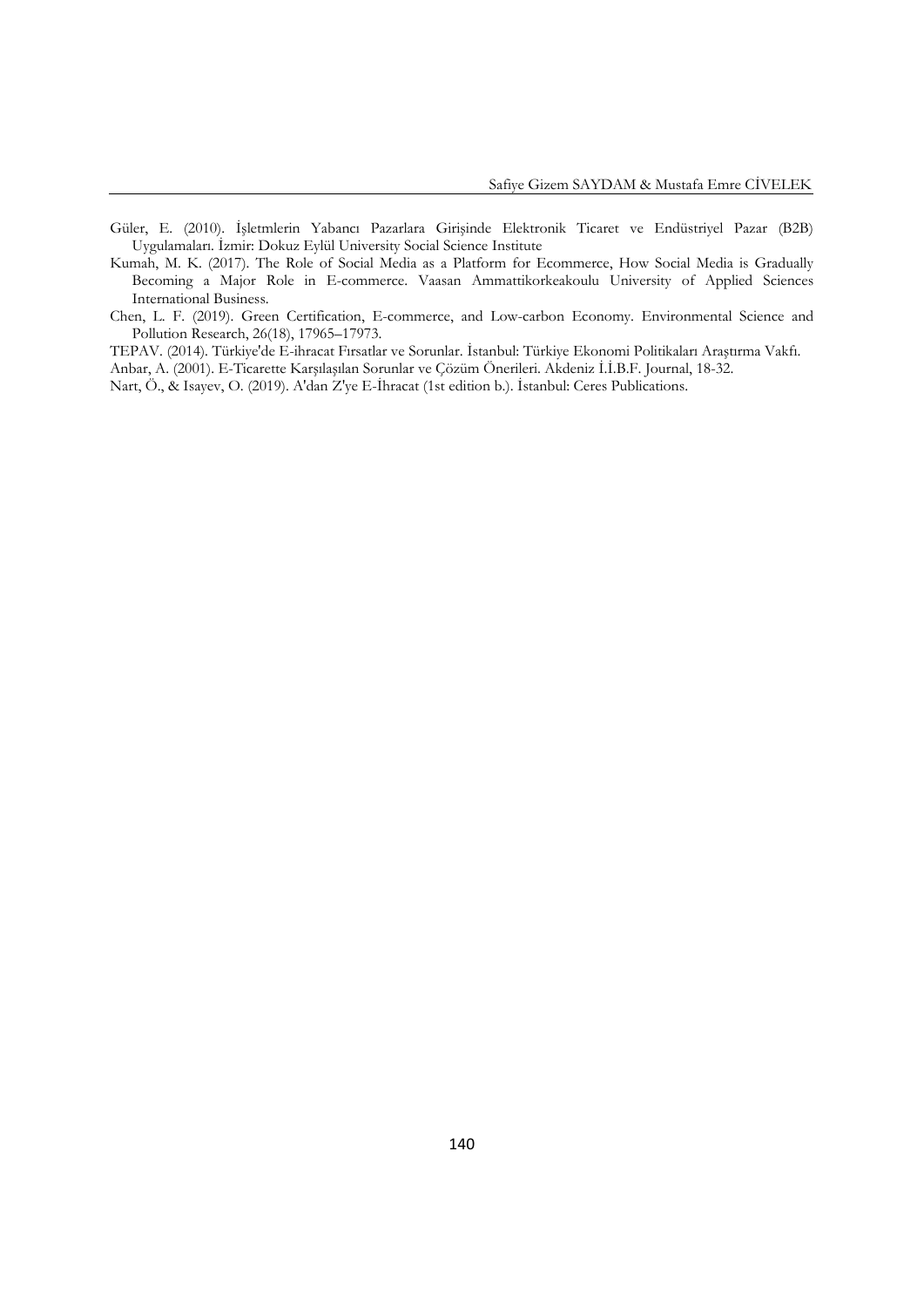Güler, E. (2010). İşletmlerin Yabancı Pazarlara Girişinde Elektronik Ticaret ve Endüstriyel Pazar (B2B) Uygulamaları. İzmir: Dokuz Eylül University Social Science Institute

Kumah, M. K. (2017). The Role of Social Media as a Platform for Ecommerce, How Social Media is Gradually Becoming a Major Role in E-commerce. Vaasan Ammattikorkeakoulu University of Applied Sciences International Business.

Chen, L. F. (2019). Green Certification, E-commerce, and Low-carbon Economy. Environmental Science and Pollution Research, 26(18), 17965–17973.

TEPAV. (2014). Türkiye'de E-ihracat Fırsatlar ve Sorunlar. İstanbul: Türkiye Ekonomi Politikaları Araştırma Vakfı.

Anbar, A. (2001). E-Ticarette Karşılaşılan Sorunlar ve Çözüm Önerileri. Akdeniz İ.İ.B.F. Journal, 18-32.

Nart, Ö., & Isayev, O. (2019). A'dan Z'ye E-İhracat (1st edition b.). İstanbul: Ceres Publications.